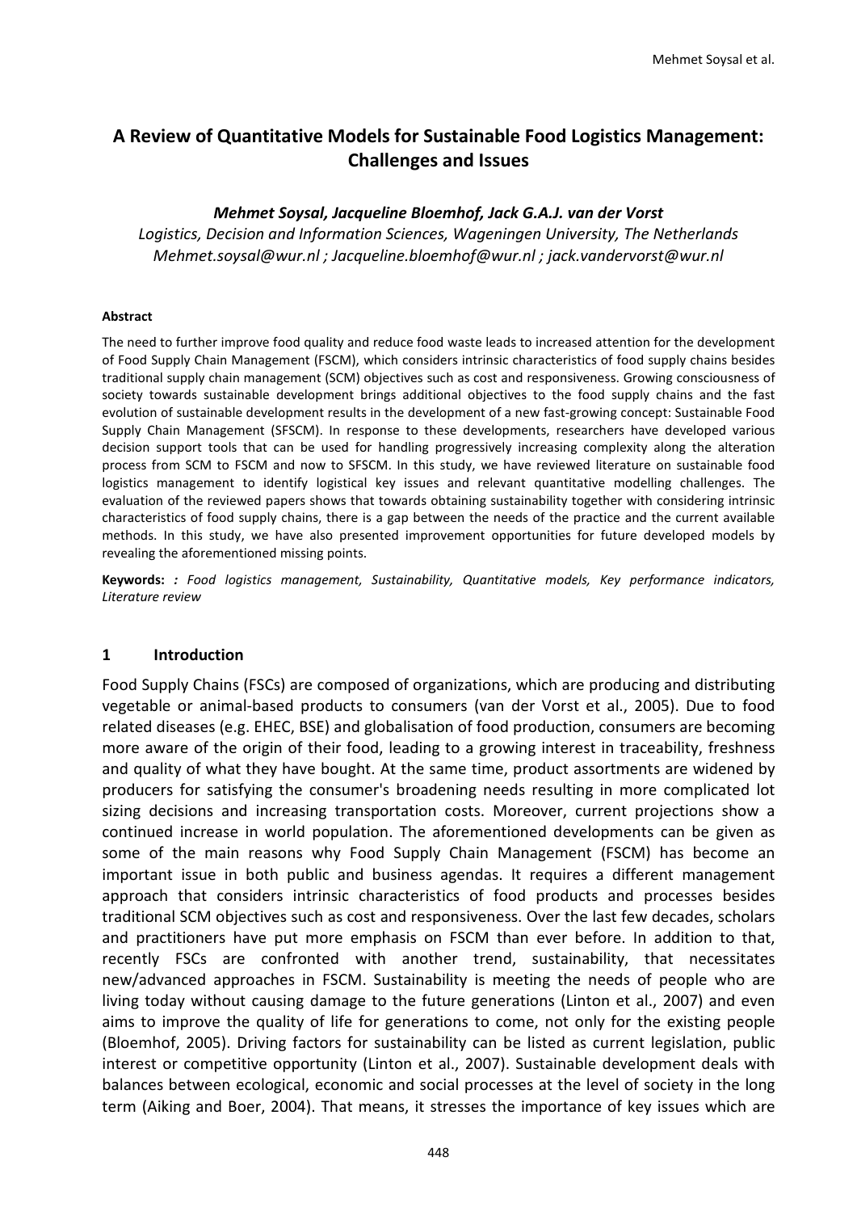# A Review of Quantitative Models for Sustainable Food Logistics Management: Challenges and Issues

***Mehmet Soysal, Jacqueline Bloemhof, Jack G.A.J. van der Vorst***

*Logistics, Decision and Information Sciences, Wageningen University, The Netherlands*
*Mehmet.soysal@wur.nl ; Jacqueline.bloemhof@wur.nl ; jack.vandervorst@wur.nl*

#### Abstract

The need to further improve food quality and reduce food waste leads to increased attention for the development of Food Supply Chain Management (FSCM), which considers intrinsic characteristics of food supply chains besides traditional supply chain management (SCM) objectives such as cost and responsiveness. Growing consciousness of society towards sustainable development brings additional objectives to the food supply chains and the fast evolution of sustainable development results in the development of a new fast-growing concept: Sustainable Food Supply Chain Management (SFSCM). In response to these developments, researchers have developed various decision support tools that can be used for handling progressively increasing complexity along the alteration process from SCM to FSCM and now to SFSCM. In this study, we have reviewed literature on sustainable food logistics management to identify logistical key issues and relevant quantitative modelling challenges. The evaluation of the reviewed papers shows that towards obtaining sustainability together with considering intrinsic characteristics of food supply chains, there is a gap between the needs of the practice and the current available methods. In this study, we have also presented improvement opportunities for future developed models by revealing the aforementioned missing points.

**Keywords:** *: Food logistics management, Sustainability, Quantitative models, Key performance indicators, Literature review*

## 1 Introduction

Food Supply Chains (FSCs) are composed of organizations, which are producing and distributing vegetable or animal-based products to consumers (van der Vorst et al., 2005). Due to food related diseases (e.g. EHEC, BSE) and globalisation of food production, consumers are becoming more aware of the origin of their food, leading to a growing interest in traceability, freshness and quality of what they have bought. At the same time, product assortments are widened by producers for satisfying the consumer's broadening needs resulting in more complicated lot sizing decisions and increasing transportation costs. Moreover, current projections show a continued increase in world population. The aforementioned developments can be given as some of the main reasons why Food Supply Chain Management (FSCM) has become an important issue in both public and business agendas. It requires a different management approach that considers intrinsic characteristics of food products and processes besides traditional SCM objectives such as cost and responsiveness. Over the last few decades, scholars and practitioners have put more emphasis on FSCM than ever before. In addition to that, recently FSCs are confronted with another trend, sustainability, that necessitates new/advanced approaches in FSCM. Sustainability is meeting the needs of people who are living today without causing damage to the future generations (Linton et al., 2007) and even aims to improve the quality of life for generations to come, not only for the existing people (Bloemhof, 2005). Driving factors for sustainability can be listed as current legislation, public interest or competitive opportunity (Linton et al., 2007). Sustainable development deals with balances between ecological, economic and social processes at the level of society in the long term (Aiking and Boer, 2004). That means, it stresses the importance of key issues which are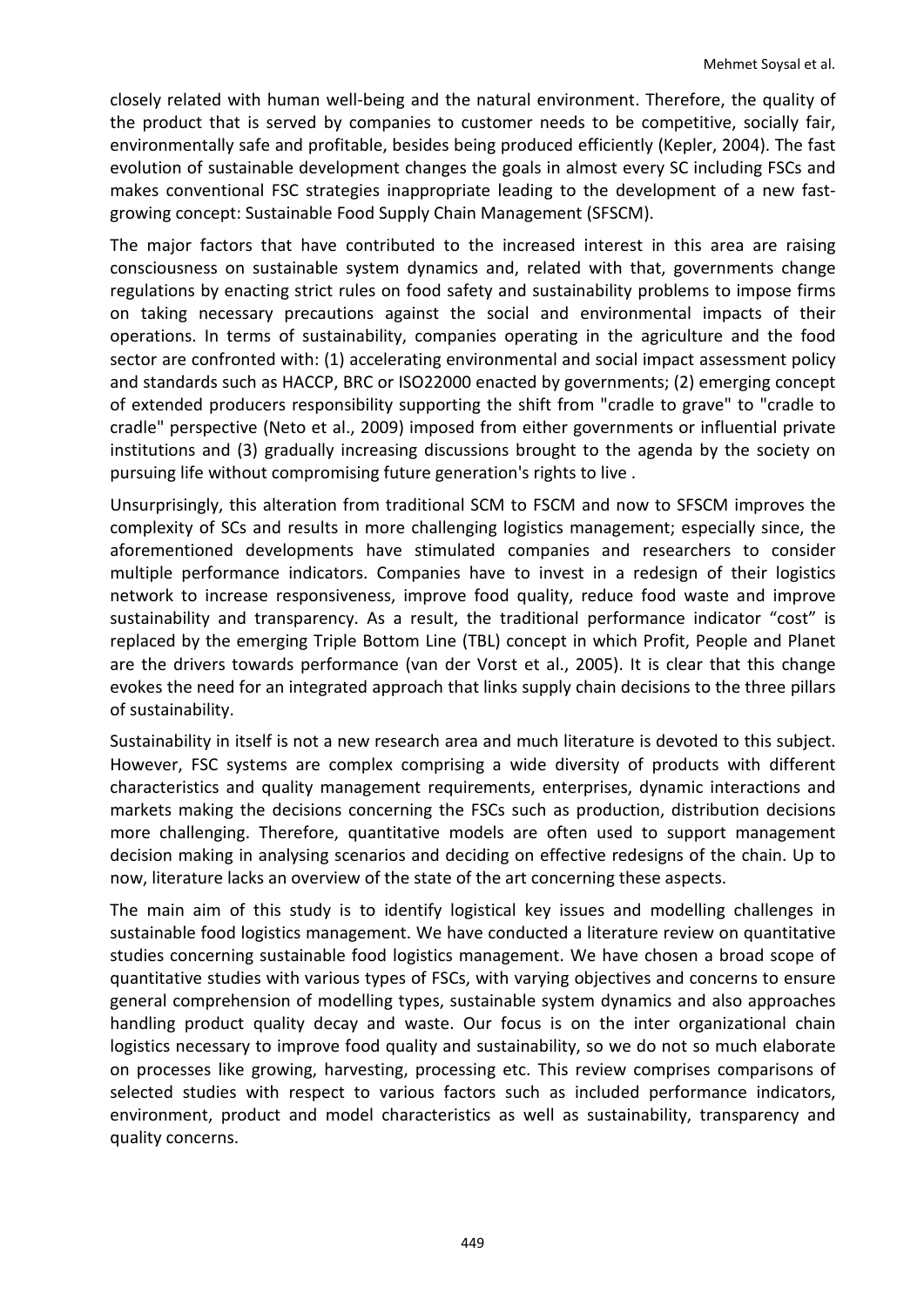closely related with human well-being and the natural environment. Therefore, the quality of the product that is served by companies to customer needs to be competitive, socially fair, environmentally safe and profitable, besides being produced efficiently (Kepler, 2004). The fast evolution of sustainable development changes the goals in almost every SC including FSCs and makes conventional FSC strategies inappropriate leading to the development of a new fast-growing concept: Sustainable Food Supply Chain Management (SFSCM).

The major factors that have contributed to the increased interest in this area are raising consciousness on sustainable system dynamics and, related with that, governments change regulations by enacting strict rules on food safety and sustainability problems to impose firms on taking necessary precautions against the social and environmental impacts of their operations. In terms of sustainability, companies operating in the agriculture and the food sector are confronted with: (1) accelerating environmental and social impact assessment policy and standards such as HACCP, BRC or ISO22000 enacted by governments; (2) emerging concept of extended producers responsibility supporting the shift from "cradle to grave" to "cradle to cradle" perspective (Neto et al., 2009) imposed from either governments or influential private institutions and (3) gradually increasing discussions brought to the agenda by the society on pursuing life without compromising future generation's rights to live .

Unsurprisingly, this alteration from traditional SCM to FSCM and now to SFSCM improves the complexity of SCs and results in more challenging logistics management; especially since, the aforementioned developments have stimulated companies and researchers to consider multiple performance indicators. Companies have to invest in a redesign of their logistics network to increase responsiveness, improve food quality, reduce food waste and improve sustainability and transparency. As a result, the traditional performance indicator "cost" is replaced by the emerging Triple Bottom Line (TBL) concept in which Profit, People and Planet are the drivers towards performance (van der Vorst et al., 2005). It is clear that this change evokes the need for an integrated approach that links supply chain decisions to the three pillars of sustainability.

Sustainability in itself is not a new research area and much literature is devoted to this subject. However, FSC systems are complex comprising a wide diversity of products with different characteristics and quality management requirements, enterprises, dynamic interactions and markets making the decisions concerning the FSCs such as production, distribution decisions more challenging. Therefore, quantitative models are often used to support management decision making in analysing scenarios and deciding on effective redesigns of the chain. Up to now, literature lacks an overview of the state of the art concerning these aspects.

The main aim of this study is to identify logistical key issues and modelling challenges in sustainable food logistics management. We have conducted a literature review on quantitative studies concerning sustainable food logistics management. We have chosen a broad scope of quantitative studies with various types of FSCs, with varying objectives and concerns to ensure general comprehension of modelling types, sustainable system dynamics and also approaches handling product quality decay and waste. Our focus is on the inter organizational chain logistics necessary to improve food quality and sustainability, so we do not so much elaborate on processes like growing, harvesting, processing etc. This review comprises comparisons of selected studies with respect to various factors such as included performance indicators, environment, product and model characteristics as well as sustainability, transparency and quality concerns.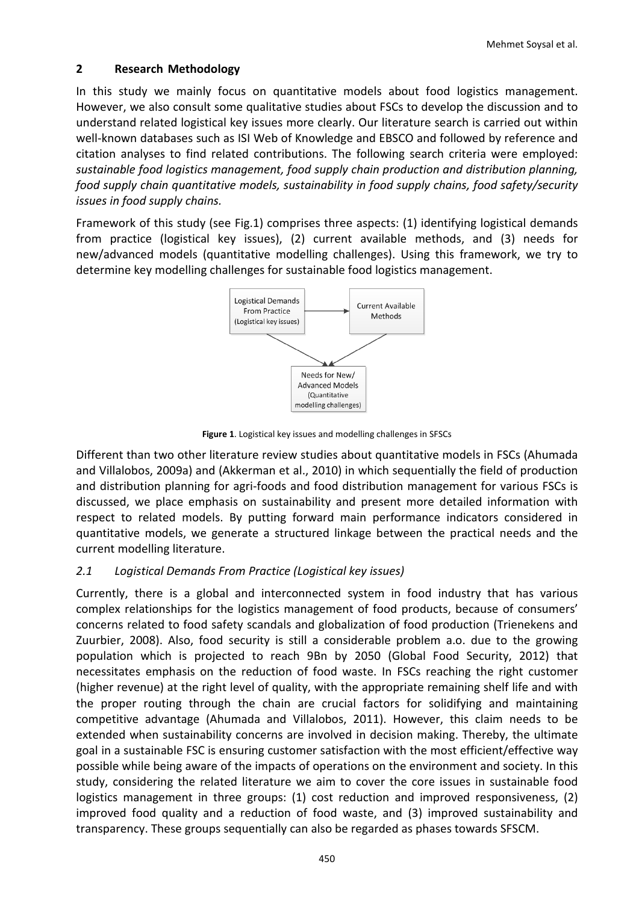## 2 Research Methodology

In this study we mainly focus on quantitative models about food logistics management. However, we also consult some qualitative studies about FSCs to develop the discussion and to understand related logistical key issues more clearly. Our literature search is carried out within well-known databases such as ISI Web of Knowledge and EBSCO and followed by reference and citation analyses to find related contributions. The following search criteria were employed: *sustainable food logistics management, food supply chain production and distribution planning, food supply chain quantitative models, sustainability in food supply chains, food safety/security issues in food supply chains.*

Framework of this study (see Fig.1) comprises three aspects: (1) identifying logistical demands from practice (logistical key issues), (2) current available methods, and (3) needs for new/advanced models (quantitative modelling challenges). Using this framework, we try to determine key modelling challenges for sustainable food logistics management.

Logistical Demands From Practice (Logistical key issues) → Current Available Methods

Needs for New/ Advanced Models (Quantitative modelling challenges)

**Figure 1**. Logistical key issues and modelling challenges in SFSCs

Different than two other literature review studies about quantitative models in FSCs (Ahumada and Villalobos, 2009a) and (Akkerman et al., 2010) in which sequentially the field of production and distribution planning for agri-foods and food distribution management for various FSCs is discussed, we place emphasis on sustainability and present more detailed information with respect to related models. By putting forward main performance indicators considered in quantitative models, we generate a structured linkage between the practical needs and the current modelling literature.

### *2.1 Logistical Demands From Practice (Logistical key issues)*

Currently, there is a global and interconnected system in food industry that has various complex relationships for the logistics management of food products, because of consumers' concerns related to food safety scandals and globalization of food production (Trienekens and Zuurbier, 2008). Also, food security is still a considerable problem a.o. due to the growing population which is projected to reach 9Bn by 2050 (Global Food Security, 2012) that necessitates emphasis on the reduction of food waste. In FSCs reaching the right customer (higher revenue) at the right level of quality, with the appropriate remaining shelf life and with the proper routing through the chain are crucial factors for solidifying and maintaining competitive advantage (Ahumada and Villalobos, 2011). However, this claim needs to be extended when sustainability concerns are involved in decision making. Thereby, the ultimate goal in a sustainable FSC is ensuring customer satisfaction with the most efficient/effective way possible while being aware of the impacts of operations on the environment and society. In this study, considering the related literature we aim to cover the core issues in sustainable food logistics management in three groups: (1) cost reduction and improved responsiveness, (2) improved food quality and a reduction of food waste, and (3) improved sustainability and transparency. These groups sequentially can also be regarded as phases towards SFSCM.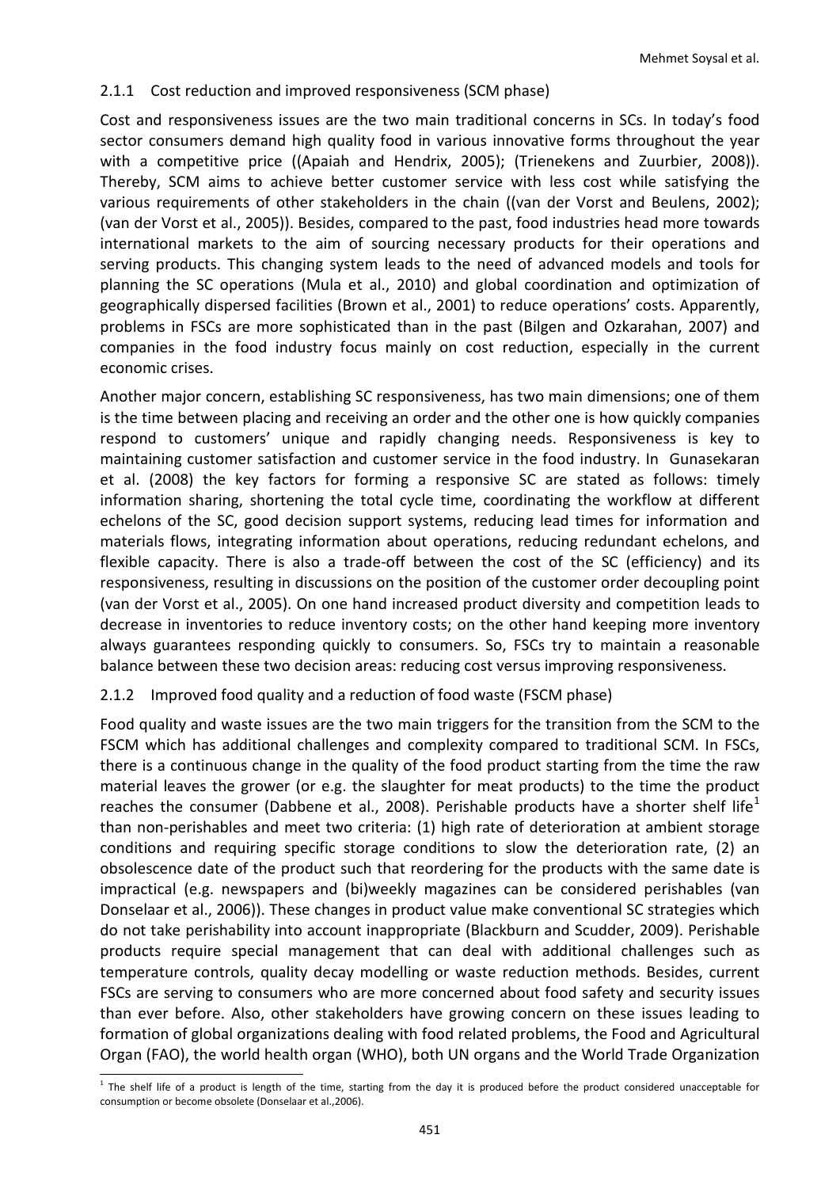### 2.1.1 Cost reduction and improved responsiveness (SCM phase)

Cost and responsiveness issues are the two main traditional concerns in SCs. In today's food sector consumers demand high quality food in various innovative forms throughout the year with a competitive price ((Apaiah and Hendrix, 2005); (Trienekens and Zuurbier, 2008)). Thereby, SCM aims to achieve better customer service with less cost while satisfying the various requirements of other stakeholders in the chain ((van der Vorst and Beulens, 2002); (van der Vorst et al., 2005)). Besides, compared to the past, food industries head more towards international markets to the aim of sourcing necessary products for their operations and serving products. This changing system leads to the need of advanced models and tools for planning the SC operations (Mula et al., 2010) and global coordination and optimization of geographically dispersed facilities (Brown et al., 2001) to reduce operations' costs. Apparently, problems in FSCs are more sophisticated than in the past (Bilgen and Ozkarahan, 2007) and companies in the food industry focus mainly on cost reduction, especially in the current economic crises.

Another major concern, establishing SC responsiveness, has two main dimensions; one of them is the time between placing and receiving an order and the other one is how quickly companies respond to customers' unique and rapidly changing needs. Responsiveness is key to maintaining customer satisfaction and customer service in the food industry. In Gunasekaran et al. (2008) the key factors for forming a responsive SC are stated as follows: timely information sharing, shortening the total cycle time, coordinating the workflow at different echelons of the SC, good decision support systems, reducing lead times for information and materials flows, integrating information about operations, reducing redundant echelons, and flexible capacity. There is also a trade-off between the cost of the SC (efficiency) and its responsiveness, resulting in discussions on the position of the customer order decoupling point (van der Vorst et al., 2005). On one hand increased product diversity and competition leads to decrease in inventories to reduce inventory costs; on the other hand keeping more inventory always guarantees responding quickly to consumers. So, FSCs try to maintain a reasonable balance between these two decision areas: reducing cost versus improving responsiveness.

### 2.1.2 Improved food quality and a reduction of food waste (FSCM phase)

Food quality and waste issues are the two main triggers for the transition from the SCM to the FSCM which has additional challenges and complexity compared to traditional SCM. In FSCs, there is a continuous change in the quality of the food product starting from the time the raw material leaves the grower (or e.g. the slaughter for meat products) to the time the product reaches the consumer (Dabbene et al., 2008). Perishable products have a shorter shelf life[1] than non-perishables and meet two criteria: (1) high rate of deterioration at ambient storage conditions and requiring specific storage conditions to slow the deterioration rate, (2) an obsolescence date of the product such that reordering for the products with the same date is impractical (e.g. newspapers and (bi)weekly magazines can be considered perishables (van Donselaar et al., 2006)). These changes in product value make conventional SC strategies which do not take perishability into account inappropriate (Blackburn and Scudder, 2009). Perishable products require special management that can deal with additional challenges such as temperature controls, quality decay modelling or waste reduction methods. Besides, current FSCs are serving to consumers who are more concerned about food safety and security issues than ever before. Also, other stakeholders have growing concern on these issues leading to formation of global organizations dealing with food related problems, the Food and Agricultural Organ (FAO), the world health organ (WHO), both UN organs and the World Trade Organization

[1] The shelf life of a product is length of the time, starting from the day it is produced before the product considered unacceptable for consumption or become obsolete (Donselaar et al.,2006).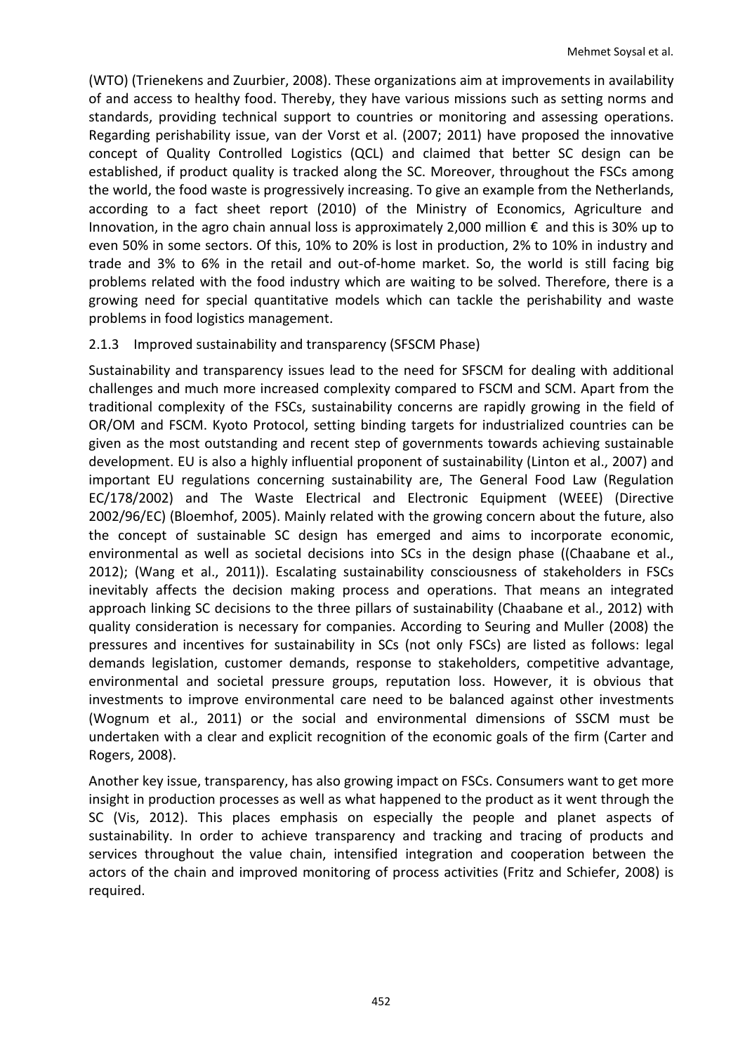(WTO) (Trienekens and Zuurbier, 2008). These organizations aim at improvements in availability of and access to healthy food. Thereby, they have various missions such as setting norms and standards, providing technical support to countries or monitoring and assessing operations. Regarding perishability issue, van der Vorst et al. (2007; 2011) have proposed the innovative concept of Quality Controlled Logistics (QCL) and claimed that better SC design can be established, if product quality is tracked along the SC. Moreover, throughout the FSCs among the world, the food waste is progressively increasing. To give an example from the Netherlands, according to a fact sheet report (2010) of the Ministry of Economics, Agriculture and Innovation, in the agro chain annual loss is approximately 2,000 million € and this is 30% up to even 50% in some sectors. Of this, 10% to 20% is lost in production, 2% to 10% in industry and trade and 3% to 6% in the retail and out-of-home market. So, the world is still facing big problems related with the food industry which are waiting to be solved. Therefore, there is a growing need for special quantitative models which can tackle the perishability and waste problems in food logistics management.

### 2.1.3 Improved sustainability and transparency (SFSCM Phase)

Sustainability and transparency issues lead to the need for SFSCM for dealing with additional challenges and much more increased complexity compared to FSCM and SCM. Apart from the traditional complexity of the FSCs, sustainability concerns are rapidly growing in the field of OR/OM and FSCM. Kyoto Protocol, setting binding targets for industrialized countries can be given as the most outstanding and recent step of governments towards achieving sustainable development. EU is also a highly influential proponent of sustainability (Linton et al., 2007) and important EU regulations concerning sustainability are, The General Food Law (Regulation EC/178/2002) and The Waste Electrical and Electronic Equipment (WEEE) (Directive 2002/96/EC) (Bloemhof, 2005). Mainly related with the growing concern about the future, also the concept of sustainable SC design has emerged and aims to incorporate economic, environmental as well as societal decisions into SCs in the design phase ((Chaabane et al., 2012); (Wang et al., 2011)). Escalating sustainability consciousness of stakeholders in FSCs inevitably affects the decision making process and operations. That means an integrated approach linking SC decisions to the three pillars of sustainability (Chaabane et al., 2012) with quality consideration is necessary for companies. According to Seuring and Muller (2008) the pressures and incentives for sustainability in SCs (not only FSCs) are listed as follows: legal demands legislation, customer demands, response to stakeholders, competitive advantage, environmental and societal pressure groups, reputation loss. However, it is obvious that investments to improve environmental care need to be balanced against other investments (Wognum et al., 2011) or the social and environmental dimensions of SSCM must be undertaken with a clear and explicit recognition of the economic goals of the firm (Carter and Rogers, 2008).

Another key issue, transparency, has also growing impact on FSCs. Consumers want to get more insight in production processes as well as what happened to the product as it went through the SC (Vis, 2012). This places emphasis on especially the people and planet aspects of sustainability. In order to achieve transparency and tracking and tracing of products and services throughout the value chain, intensified integration and cooperation between the actors of the chain and improved monitoring of process activities (Fritz and Schiefer, 2008) is required.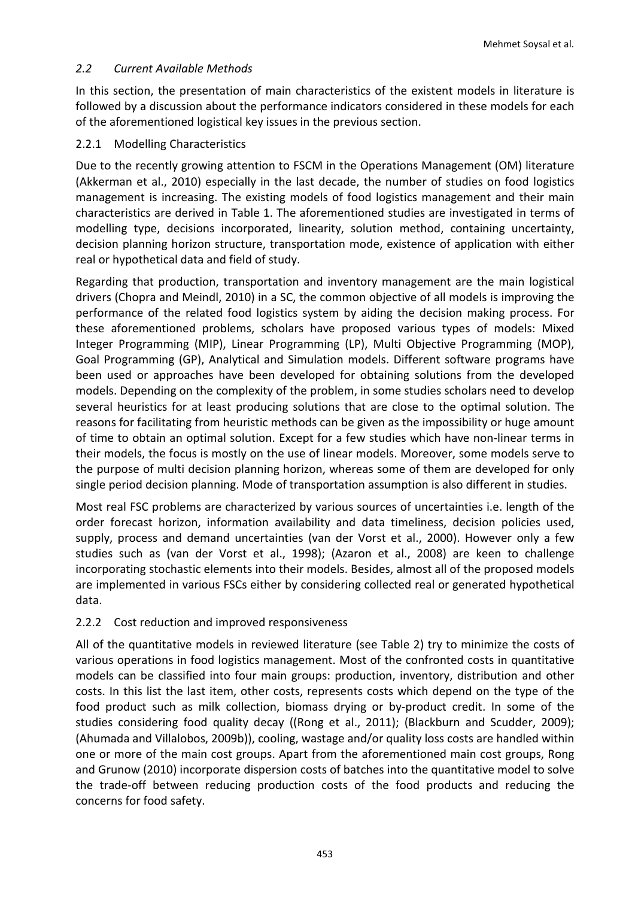### *2.2 Current Available Methods*

In this section, the presentation of main characteristics of the existent models in literature is followed by a discussion about the performance indicators considered in these models for each of the aforementioned logistical key issues in the previous section.

#### 2.2.1 Modelling Characteristics

Due to the recently growing attention to FSCM in the Operations Management (OM) literature (Akkerman et al., 2010) especially in the last decade, the number of studies on food logistics management is increasing. The existing models of food logistics management and their main characteristics are derived in Table 1. The aforementioned studies are investigated in terms of modelling type, decisions incorporated, linearity, solution method, containing uncertainty, decision planning horizon structure, transportation mode, existence of application with either real or hypothetical data and field of study.

Regarding that production, transportation and inventory management are the main logistical drivers (Chopra and Meindl, 2010) in a SC, the common objective of all models is improving the performance of the related food logistics system by aiding the decision making process. For these aforementioned problems, scholars have proposed various types of models: Mixed Integer Programming (MIP), Linear Programming (LP), Multi Objective Programming (MOP), Goal Programming (GP), Analytical and Simulation models. Different software programs have been used or approaches have been developed for obtaining solutions from the developed models. Depending on the complexity of the problem, in some studies scholars need to develop several heuristics for at least producing solutions that are close to the optimal solution. The reasons for facilitating from heuristic methods can be given as the impossibility or huge amount of time to obtain an optimal solution. Except for a few studies which have non-linear terms in their models, the focus is mostly on the use of linear models. Moreover, some models serve to the purpose of multi decision planning horizon, whereas some of them are developed for only single period decision planning. Mode of transportation assumption is also different in studies.

Most real FSC problems are characterized by various sources of uncertainties i.e. length of the order forecast horizon, information availability and data timeliness, decision policies used, supply, process and demand uncertainties (van der Vorst et al., 2000). However only a few studies such as (van der Vorst et al., 1998); (Azaron et al., 2008) are keen to challenge incorporating stochastic elements into their models. Besides, almost all of the proposed models are implemented in various FSCs either by considering collected real or generated hypothetical data.

#### 2.2.2 Cost reduction and improved responsiveness

All of the quantitative models in reviewed literature (see Table 2) try to minimize the costs of various operations in food logistics management. Most of the confronted costs in quantitative models can be classified into four main groups: production, inventory, distribution and other costs. In this list the last item, other costs, represents costs which depend on the type of the food product such as milk collection, biomass drying or by-product credit. In some of the studies considering food quality decay ((Rong et al., 2011); (Blackburn and Scudder, 2009); (Ahumada and Villalobos, 2009b)), cooling, wastage and/or quality loss costs are handled within one or more of the main cost groups. Apart from the aforementioned main cost groups, Rong and Grunow (2010) incorporate dispersion costs of batches into the quantitative model to solve the trade-off between reducing production costs of the food products and reducing the concerns for food safety.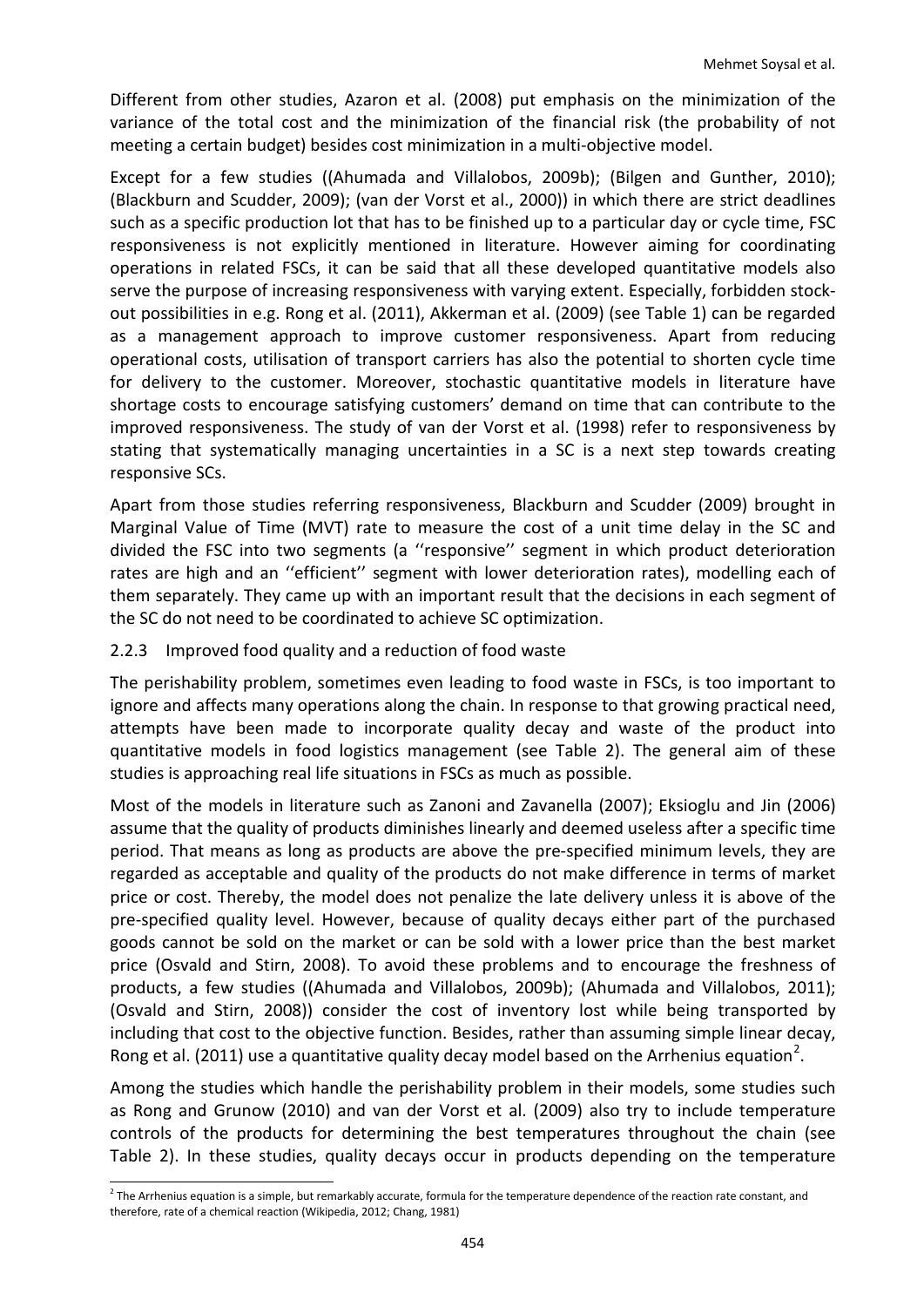Different from other studies, Azaron et al. (2008) put emphasis on the minimization of the variance of the total cost and the minimization of the financial risk (the probability of not meeting a certain budget) besides cost minimization in a multi-objective model.

Except for a few studies ((Ahumada and Villalobos, 2009b); (Bilgen and Gunther, 2010); (Blackburn and Scudder, 2009); (van der Vorst et al., 2000)) in which there are strict deadlines such as a specific production lot that has to be finished up to a particular day or cycle time, FSC responsiveness is not explicitly mentioned in literature. However aiming for coordinating operations in related FSCs, it can be said that all these developed quantitative models also serve the purpose of increasing responsiveness with varying extent. Especially, forbidden stock-out possibilities in e.g. Rong et al. (2011), Akkerman et al. (2009) (see Table 1) can be regarded as a management approach to improve customer responsiveness. Apart from reducing operational costs, utilisation of transport carriers has also the potential to shorten cycle time for delivery to the customer. Moreover, stochastic quantitative models in literature have shortage costs to encourage satisfying customers' demand on time that can contribute to the improved responsiveness. The study of van der Vorst et al. (1998) refer to responsiveness by stating that systematically managing uncertainties in a SC is a next step towards creating responsive SCs.

Apart from those studies referring responsiveness, Blackburn and Scudder (2009) brought in Marginal Value of Time (MVT) rate to measure the cost of a unit time delay in the SC and divided the FSC into two segments (a ''responsive'' segment in which product deterioration rates are high and an ''efficient'' segment with lower deterioration rates), modelling each of them separately. They came up with an important result that the decisions in each segment of the SC do not need to be coordinated to achieve SC optimization.

### 2.2.3 Improved food quality and a reduction of food waste

The perishability problem, sometimes even leading to food waste in FSCs, is too important to ignore and affects many operations along the chain. In response to that growing practical need, attempts have been made to incorporate quality decay and waste of the product into quantitative models in food logistics management (see Table 2). The general aim of these studies is approaching real life situations in FSCs as much as possible.

Most of the models in literature such as Zanoni and Zavanella (2007); Eksioglu and Jin (2006) assume that the quality of products diminishes linearly and deemed useless after a specific time period. That means as long as products are above the pre-specified minimum levels, they are regarded as acceptable and quality of the products do not make difference in terms of market price or cost. Thereby, the model does not penalize the late delivery unless it is above of the pre-specified quality level. However, because of quality decays either part of the purchased goods cannot be sold on the market or can be sold with a lower price than the best market price (Osvald and Stirn, 2008). To avoid these problems and to encourage the freshness of products, a few studies ((Ahumada and Villalobos, 2009b); (Ahumada and Villalobos, 2011); (Osvald and Stirn, 2008)) consider the cost of inventory lost while being transported by including that cost to the objective function. Besides, rather than assuming simple linear decay, Rong et al. (2011) use a quantitative quality decay model based on the Arrhenius equation[2].

Among the studies which handle the perishability problem in their models, some studies such as Rong and Grunow (2010) and van der Vorst et al. (2009) also try to include temperature controls of the products for determining the best temperatures throughout the chain (see Table 2). In these studies, quality decays occur in products depending on the temperature

[2] The Arrhenius equation is a simple, but remarkably accurate, formula for the temperature dependence of the reaction rate constant, and therefore, rate of a chemical reaction (Wikipedia, 2012; Chang, 1981)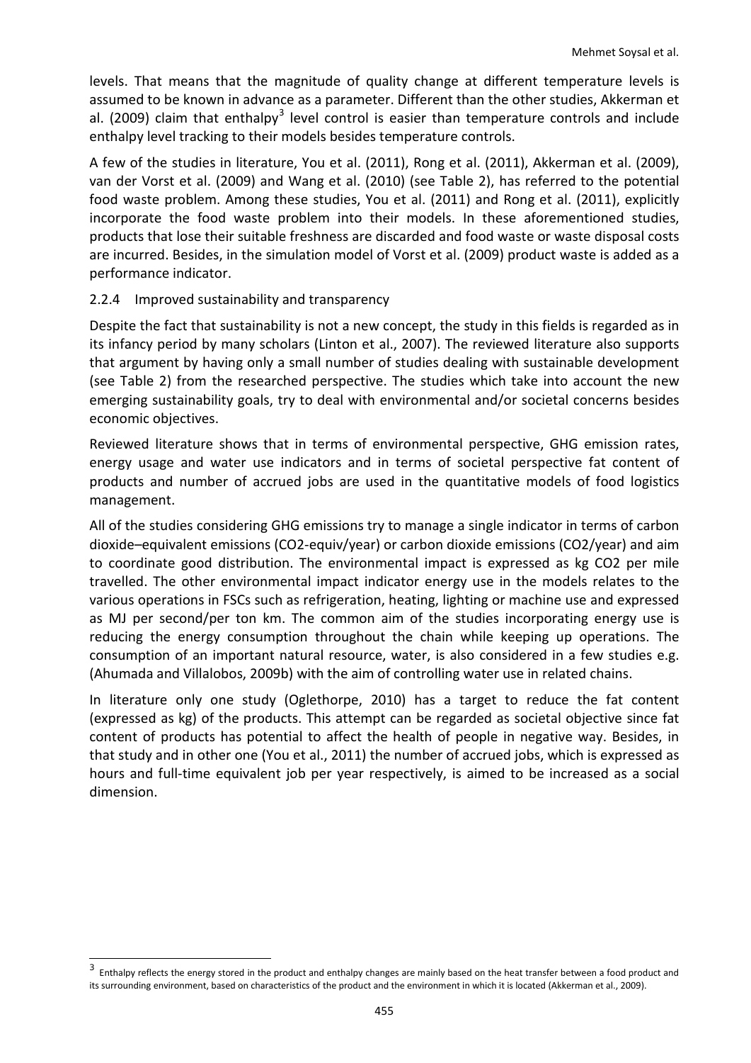levels. That means that the magnitude of quality change at different temperature levels is assumed to be known in advance as a parameter. Different than the other studies, Akkerman et al. (2009) claim that enthalpy[3] level control is easier than temperature controls and include enthalpy level tracking to their models besides temperature controls.

A few of the studies in literature, You et al. (2011), Rong et al. (2011), Akkerman et al. (2009), van der Vorst et al. (2009) and Wang et al. (2010) (see Table 2), has referred to the potential food waste problem. Among these studies, You et al. (2011) and Rong et al. (2011), explicitly incorporate the food waste problem into their models. In these aforementioned studies, products that lose their suitable freshness are discarded and food waste or waste disposal costs are incurred. Besides, in the simulation model of Vorst et al. (2009) product waste is added as a performance indicator.

### 2.2.4 Improved sustainability and transparency

Despite the fact that sustainability is not a new concept, the study in this fields is regarded as in its infancy period by many scholars (Linton et al., 2007). The reviewed literature also supports that argument by having only a small number of studies dealing with sustainable development (see Table 2) from the researched perspective. The studies which take into account the new emerging sustainability goals, try to deal with environmental and/or societal concerns besides economic objectives.

Reviewed literature shows that in terms of environmental perspective, GHG emission rates, energy usage and water use indicators and in terms of societal perspective fat content of products and number of accrued jobs are used in the quantitative models of food logistics management.

All of the studies considering GHG emissions try to manage a single indicator in terms of carbon dioxide–equivalent emissions ($CO_2$-equiv/year) or carbon dioxide emissions ($CO_2$/year) and aim to coordinate good distribution. The environmental impact is expressed as kg $CO_2$ per mile travelled. The other environmental impact indicator energy use in the models relates to the various operations in FSCs such as refrigeration, heating, lighting or machine use and expressed as MJ per second/per ton km. The common aim of the studies incorporating energy use is reducing the energy consumption throughout the chain while keeping up operations. The consumption of an important natural resource, water, is also considered in a few studies e.g. (Ahumada and Villalobos, 2009b) with the aim of controlling water use in related chains.

In literature only one study (Oglethorpe, 2010) has a target to reduce the fat content (expressed as kg) of the products. This attempt can be regarded as societal objective since fat content of products has potential to affect the health of people in negative way. Besides, in that study and in other one (You et al., 2011) the number of accrued jobs, which is expressed as hours and full-time equivalent job per year respectively, is aimed to be increased as a social dimension.

---

[3] Enthalpy reflects the energy stored in the product and enthalpy changes are mainly based on the heat transfer between a food product and its surrounding environment, based on characteristics of the product and the environment in which it is located (Akkerman et al., 2009).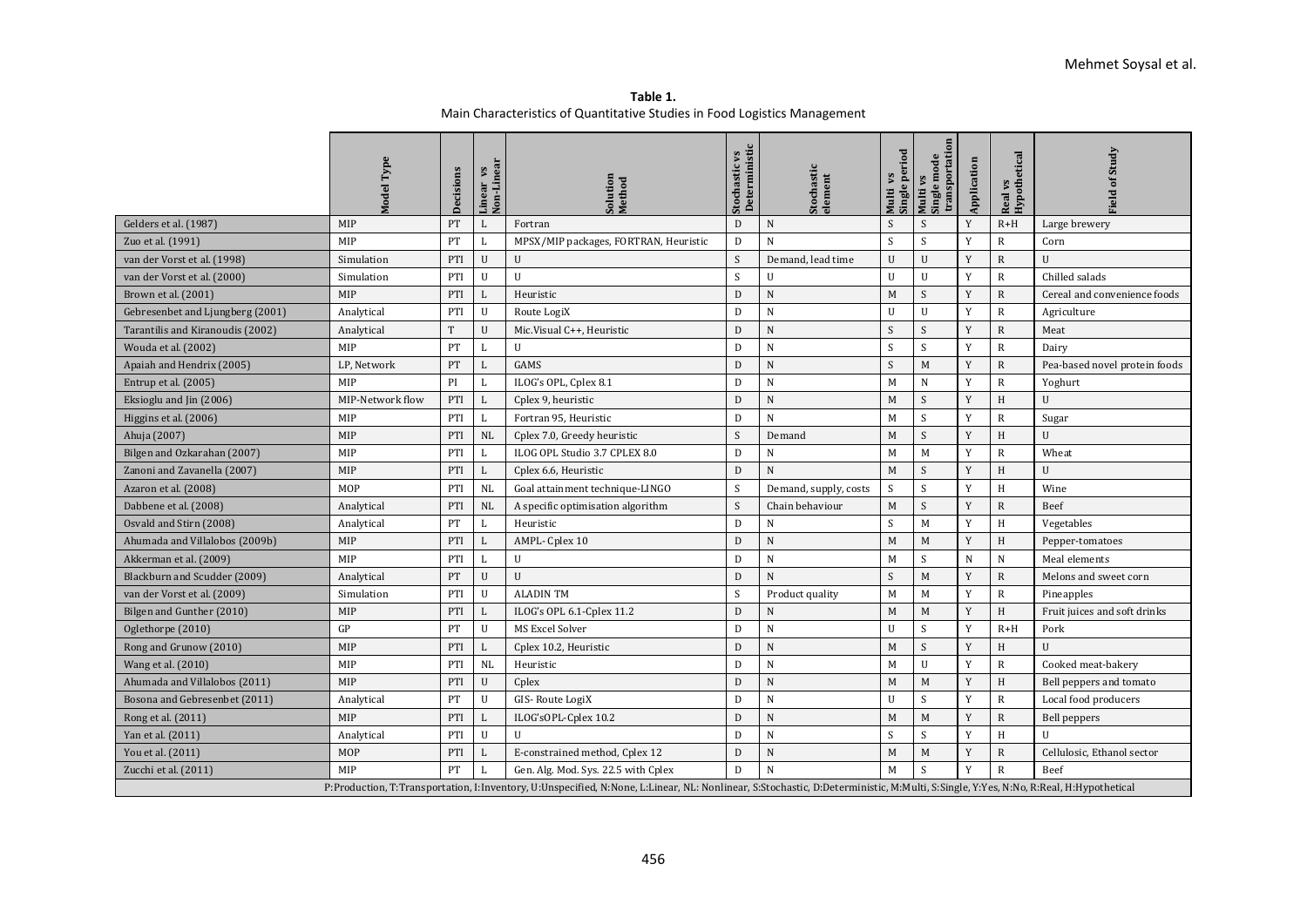**Table 1.**
Main Characteristics of Quantitative Studies in Food Logistics Management

| | Model Type | Decisions | Linear vs Non-Linear | Solution Method | Stochastic vs Deterministic | Stochastic element | Multi vs Single period | Multi vs Single mode transportation | Application | Real vs Hypothetical | Field of Study |
|---|---|---|---|---|---|---|---|---|---|---|---|
| Gelders et al. (1987) | MIP | PT | L | Fortran | D | N | S | S | Y | R+H | Large brewery |
| Zuo et al. (1991) | MIP | PT | L | MPSX/MIP packages, FORTRAN, Heuristic | D | N | S | S | Y | R | Corn |
| van der Vorst et al. (1998) | Simulation | PTI | U | U | S | Demand, lead time | U | U | Y | R | U |
| van der Vorst et al. (2000) | Simulation | PTI | U | U | S | U | U | U | Y | R | Chilled salads |
| Brown et al. (2001) | MIP | PTI | L | Heuristic | D | N | M | S | Y | R | Cereal and convenience foods |
| Gebresenbet and Ljungberg (2001) | Analytical | PTI | U | Route LogiX | D | N | U | U | Y | R | Agriculture |
| Tarantilis and Kiranoudis (2002) | Analytical | T | U | Mic.Visual C++, Heuristic | D | N | S | S | Y | R | Meat |
| Wouda et al. (2002) | MIP | PT | L | U | D | N | S | S | Y | R | Dairy |
| Apaiah and Hendrix (2005) | LP, Network | PT | L | GAMS | D | N | S | M | Y | R | Pea-based novel protein foods |
| Entrup et al. (2005) | MIP | PI | L | ILOG's OPL, Cplex 8.1 | D | N | M | N | Y | R | Yoghurt |
| Eksioglu and Jin (2006) | MIP-Network flow | PTI | L | Cplex 9, heuristic | D | N | M | S | Y | H | U |
| Higgins et al. (2006) | MIP | PTI | L | Fortran 95, Heuristic | D | N | M | S | Y | R | Sugar |
| Ahuja (2007) | MIP | PTI | NL | Cplex 7.0, Greedy heuristic | S | Demand | M | S | Y | H | U |
| Bilgen and Ozkarahan (2007) | MIP | PTI | L | ILOG OPL Studio 3.7 CPLEX 8.0 | D | N | M | M | Y | R | Wheat |
| Zanoni and Zavanella (2007) | MIP | PTI | L | Cplex 6.6, Heuristic | D | N | M | S | Y | H | U |
| Azaron et al. (2008) | MOP | PTI | NL | Goal attainment technique-LINGO | S | Demand, supply, costs | S | S | Y | H | Wine |
| Dabbene et al. (2008) | Analytical | PTI | NL | A specific optimisation algorithm | S | Chain behaviour | M | S | Y | R | Beef |
| Osvald and Stirn (2008) | Analytical | PT | L | Heuristic | D | N | S | M | Y | H | Vegetables |
| Ahumada and Villalobos (2009b) | MIP | PTI | L | AMPL- Cplex 10 | D | N | M | M | Y | H | Pepper-tomatoes |
| Akkerman et al. (2009) | MIP | PTI | L | U | D | N | M | S | N | N | Meal elements |
| Blackburn and Scudder (2009) | Analytical | PT | U | U | D | N | S | M | Y | R | Melons and sweet corn |
| van der Vorst et al. (2009) | Simulation | PTI | U | ALADIN TM | S | Product quality | M | M | Y | R | Pineapples |
| Bilgen and Gunther (2010) | MIP | PTI | L | ILOG's OPL 6.1-Cplex 11.2 | D | N | M | M | Y | H | Fruit juices and soft drinks |
| Oglethorpe (2010) | GP | PT | U | MS Excel Solver | D | N | U | S | Y | R+H | Pork |
| Rong and Grunow (2010) | MIP | PTI | L | Cplex 10.2, Heuristic | D | N | M | S | Y | H | U |
| Wang et al. (2010) | MIP | PTI | NL | Heuristic | D | N | M | U | Y | R | Cooked meat-bakery |
| Ahumada and Villalobos (2011) | MIP | PTI | U | Cplex | D | N | M | M | Y | H | Bell peppers and tomato |
| Bosona and Gebresenbet (2011) | Analytical | PT | U | GIS- Route LogiX | D | N | U | S | Y | R | Local food producers |
| Rong et al. (2011) | MIP | PTI | L | ILOG'sOPL-Cplex 10.2 | D | N | M | M | Y | R | Bell peppers |
| Yan et al. (2011) | Analytical | PTI | U | U | D | N | S | S | Y | H | U |
| You et al. (2011) | MOP | PTI | L | E-constrained method, Cplex 12 | D | N | M | M | Y | R | Cellulosic, Ethanol sector |
| Zucchi et al. (2011) | MIP | PT | L | Gen. Alg. Mod. Sys. 22.5 with Cplex | D | N | M | S | Y | R | Beef |

P:Production, T:Transportation, I:Inventory, U:Unspecified, N:None, L:Linear, NL: Nonlinear, S:Stochastic, D:Deterministic, M:Multi, S:Single, Y:Yes, N:No, R:Real, H:Hypothetical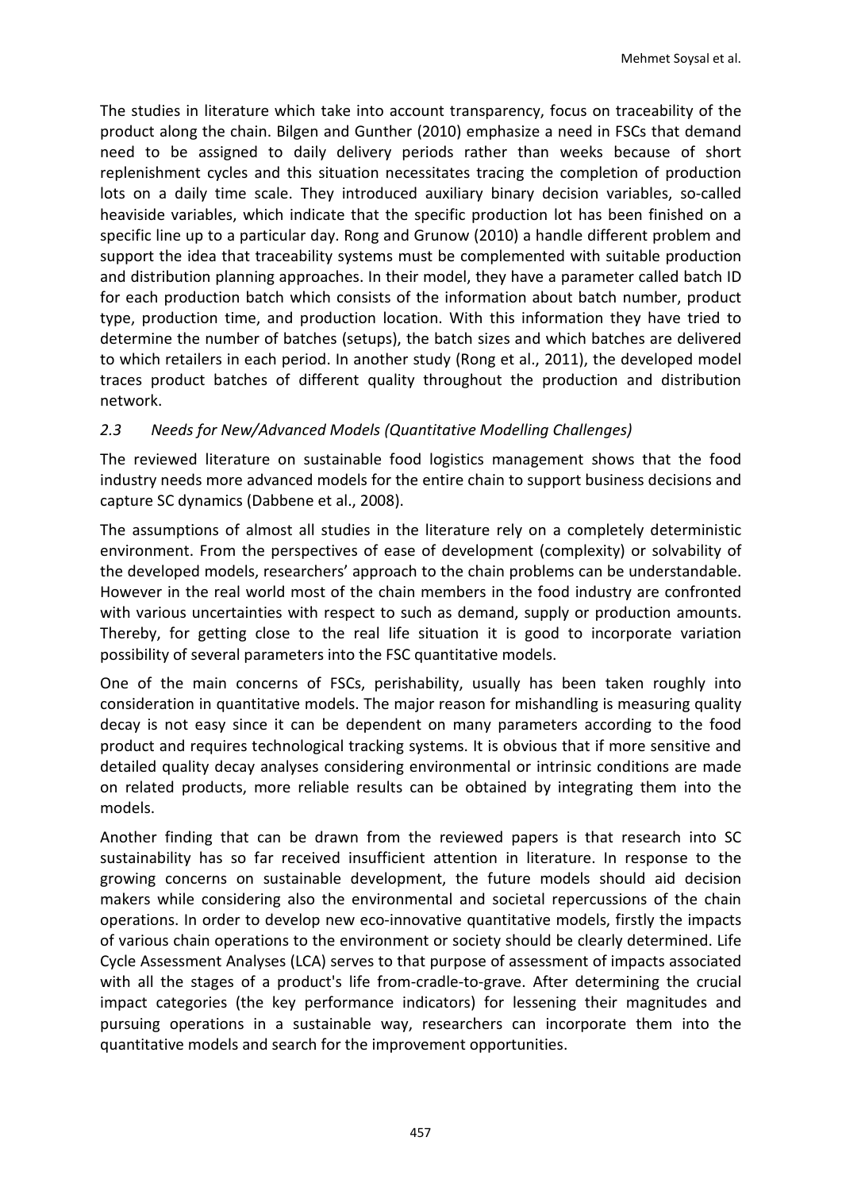The studies in literature which take into account transparency, focus on traceability of the product along the chain. Bilgen and Gunther (2010) emphasize a need in FSCs that demand need to be assigned to daily delivery periods rather than weeks because of short replenishment cycles and this situation necessitates tracing the completion of production lots on a daily time scale. They introduced auxiliary binary decision variables, so-called heaviside variables, which indicate that the specific production lot has been finished on a specific line up to a particular day. Rong and Grunow (2010) a handle different problem and support the idea that traceability systems must be complemented with suitable production and distribution planning approaches. In their model, they have a parameter called batch ID for each production batch which consists of the information about batch number, product type, production time, and production location. With this information they have tried to determine the number of batches (setups), the batch sizes and which batches are delivered to which retailers in each period. In another study (Rong et al., 2011), the developed model traces product batches of different quality throughout the production and distribution network.

### *2.3 Needs for New/Advanced Models (Quantitative Modelling Challenges)*

The reviewed literature on sustainable food logistics management shows that the food industry needs more advanced models for the entire chain to support business decisions and capture SC dynamics (Dabbene et al., 2008).

The assumptions of almost all studies in the literature rely on a completely deterministic environment. From the perspectives of ease of development (complexity) or solvability of the developed models, researchers' approach to the chain problems can be understandable. However in the real world most of the chain members in the food industry are confronted with various uncertainties with respect to such as demand, supply or production amounts. Thereby, for getting close to the real life situation it is good to incorporate variation possibility of several parameters into the FSC quantitative models.

One of the main concerns of FSCs, perishability, usually has been taken roughly into consideration in quantitative models. The major reason for mishandling is measuring quality decay is not easy since it can be dependent on many parameters according to the food product and requires technological tracking systems. It is obvious that if more sensitive and detailed quality decay analyses considering environmental or intrinsic conditions are made on related products, more reliable results can be obtained by integrating them into the models.

Another finding that can be drawn from the reviewed papers is that research into SC sustainability has so far received insufficient attention in literature. In response to the growing concerns on sustainable development, the future models should aid decision makers while considering also the environmental and societal repercussions of the chain operations. In order to develop new eco-innovative quantitative models, firstly the impacts of various chain operations to the environment or society should be clearly determined. Life Cycle Assessment Analyses (LCA) serves to that purpose of assessment of impacts associated with all the stages of a product's life from-cradle-to-grave. After determining the crucial impact categories (the key performance indicators) for lessening their magnitudes and pursuing operations in a sustainable way, researchers can incorporate them into the quantitative models and search for the improvement opportunities.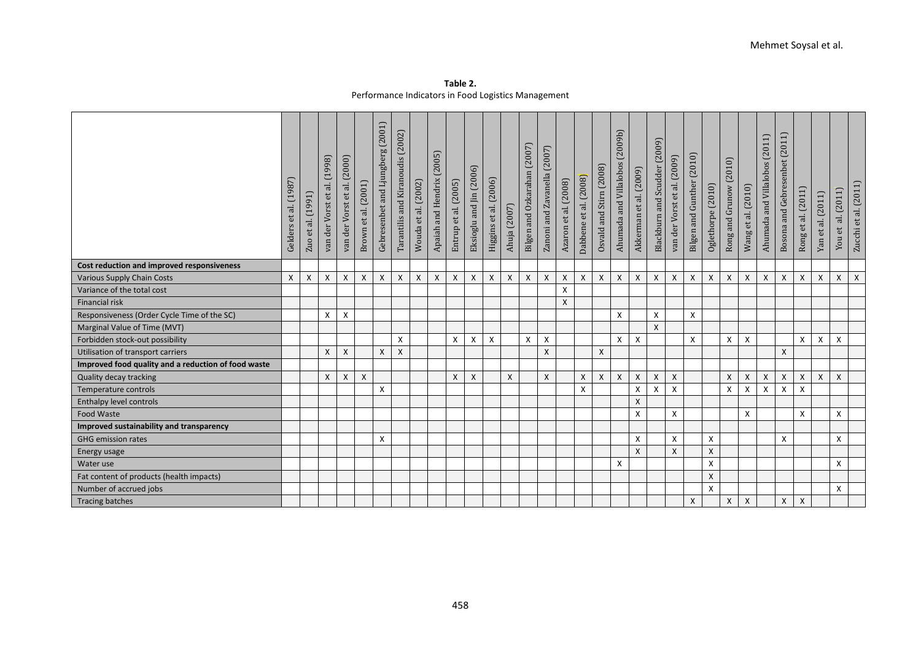**Table 2.**
Performance Indicators in Food Logistics Management

| | Gelders et al. (1987) | Zuo et al. (1991) | van der Vorst et al. (1998) | van der Vorst et al. (2000) | Brown et al. (2001) | Gebresenbet and Ljungberg (2001) | Tarantilis and Kiranoudis (2002) | Wouda et al. (2002) | Apaiah and Hendrix (2005) | Entrup et al. (2005) | Eksioglu and Jin (2006) | Higgins et al. (2006) | Ahuja (2007) | Bilgen and Ozkarahan (2007) | Zanoni and Zavanella (2007) | Azaron et al. (2008) | Dabbene et al. (2008) | Osvald and Stirn (2008) | Ahumada and Villalobos (2009b) | Akkerman et al. (2009) | Blackburn and Scudder (2009) | van der Vorst et al. (2009) | Bilgen and Gunther (2010) | Oglethorpe (2010) | Rong and Grunow (2010) | Wang et al. (2010) | Ahumada and Villalobos (2011) | Bosona and Gebresenbet (2011) | Rong et al. (2011) | Yan et al. (2011) | You et al. (2011) | Zucchi et al. (2011) |
|---|---|---|---|---|---|---|---|---|---|---|---|---|---|---|---|---|---|---|---|---|---|---|---|---|---|---|---|---|---|---|---|---|
| **Cost reduction and improved responsiveness** | | | | | | | | | | | | | | | | | | | | | | | | | | | | | | | | |
| Various Supply Chain Costs | X | X | X | X | X | X | X | X | X | X | X | X | X | X | X | X | X | X | X | X | X | X | X | X | X | X | X | X | X | X | X | X |
| Variance of the total cost | | | | | | | | | | | | | | | | X | | | | | | | | | | | | | | | | |
| Financial risk | | | | | | | | | | | | | | | | X | | | | | | | | | | | | | | | | |
| Responsiveness (Order Cycle Time of the SC) | | | X | X | | | | | | | | | | | | | | | X | | X | | X | | | | | | | | | |
| Marginal Value of Time (MVT) | | | | | | | | | | | | | | | | | | | | | X | | | | | | | | | | | |
| Forbidden stock-out possibility | | | | | | | X | | | X | X | X | | X | X | | | | X | X | | | X | | X | X | | | X | X | X | |
| Utilisation of transport carriers | | | X | X | | X | X | | | | | | | | X | | | X | | | | | | | | | | X | | | | |
| **Improved food quality and a reduction of food waste** | | | | | | | | | | | | | | | | | | | | | | | | | | | | | | | | |
| Quality decay tracking | | | X | X | X | | | | | X | X | | X | | X | | X | X | X | X | X | X | | | X | X | X | X | X | X | X | |
| Temperature controls | | | | | | X | | | | | | | | | | | X | | | X | X | X | | | X | X | X | X | X | | | |
| Enthalpy level controls | | | | | | | | | | | | | | | | | | | | X | | | | | | | | | | | | |
| Food Waste | | | | | | | | | | | | | | | | | | | | X | | X | | | | X | | | X | | X | |
| **Improved sustainability and transparency** | | | | | | | | | | | | | | | | | | | | | | | | | | | | | | | | |
| GHG emission rates | | | | | | X | | | | | | | | | | | | | | X | | X | | X | | | | X | | | X | |
| Energy usage | | | | | | | | | | | | | | | | | | | | X | | X | | X | | | | | | | | |
| Water use | | | | | | | | | | | | | | | | | | | X | | | | | X | | | | | | | X | |
| Fat content of products (health impacts) | | | | | | | | | | | | | | | | | | | | | | | | X | | | | | | | | |
| Number of accrued jobs | | | | | | | | | | | | | | | | | | | | | | | | X | | | | | | | X | |
| Tracing batches | | | | | | | | | | | | | | | | | | | | | | | X | | X | X | | X | X | | | |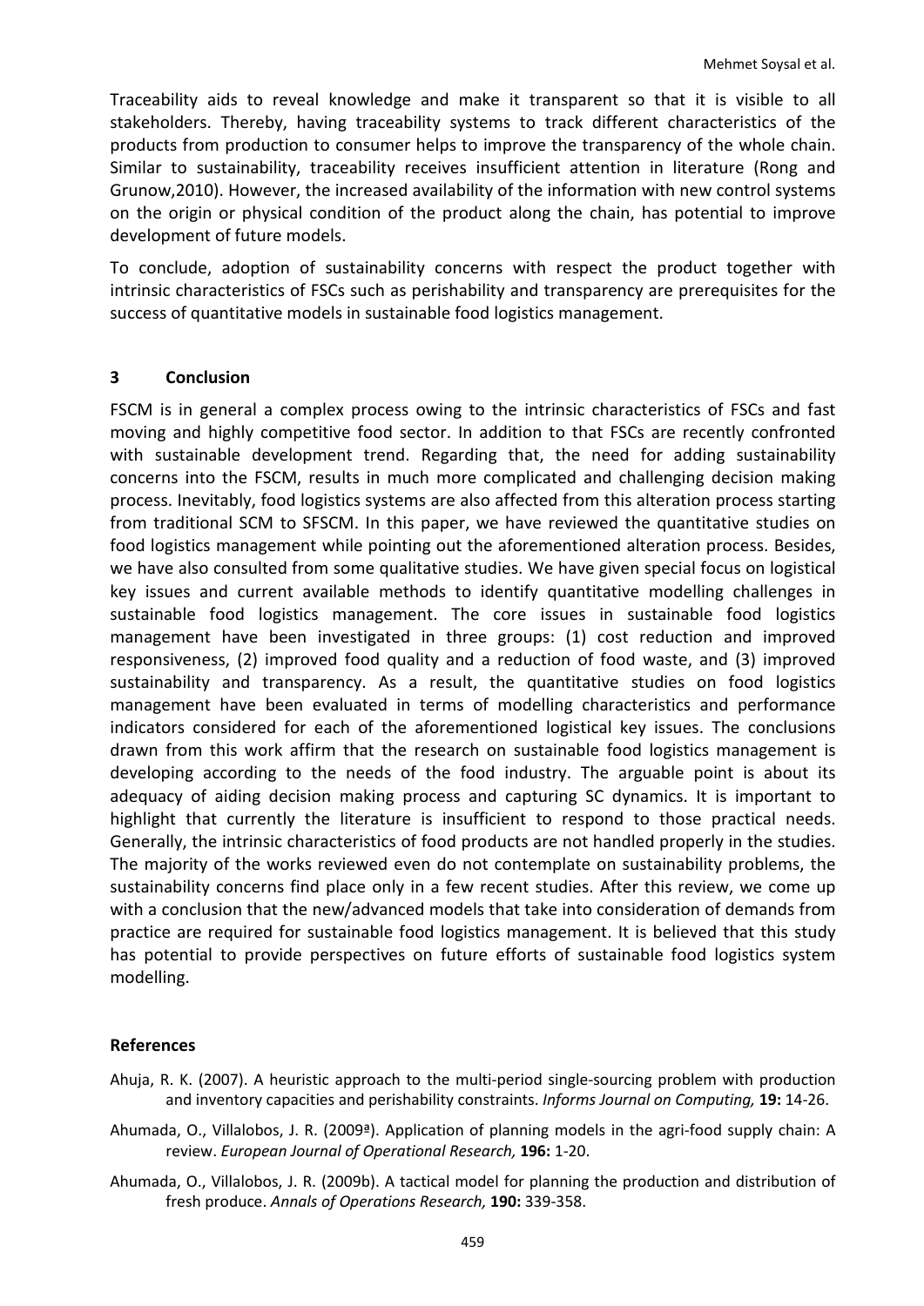Traceability aids to reveal knowledge and make it transparent so that it is visible to all stakeholders. Thereby, having traceability systems to track different characteristics of the products from production to consumer helps to improve the transparency of the whole chain. Similar to sustainability, traceability receives insufficient attention in literature (Rong and Grunow,2010). However, the increased availability of the information with new control systems on the origin or physical condition of the product along the chain, has potential to improve development of future models.

To conclude, adoption of sustainability concerns with respect the product together with intrinsic characteristics of FSCs such as perishability and transparency are prerequisites for the success of quantitative models in sustainable food logistics management.

## 3 Conclusion

FSCM is in general a complex process owing to the intrinsic characteristics of FSCs and fast moving and highly competitive food sector. In addition to that FSCs are recently confronted with sustainable development trend. Regarding that, the need for adding sustainability concerns into the FSCM, results in much more complicated and challenging decision making process. Inevitably, food logistics systems are also affected from this alteration process starting from traditional SCM to SFSCM. In this paper, we have reviewed the quantitative studies on food logistics management while pointing out the aforementioned alteration process. Besides, we have also consulted from some qualitative studies. We have given special focus on logistical key issues and current available methods to identify quantitative modelling challenges in sustainable food logistics management. The core issues in sustainable food logistics management have been investigated in three groups: (1) cost reduction and improved responsiveness, (2) improved food quality and a reduction of food waste, and (3) improved sustainability and transparency. As a result, the quantitative studies on food logistics management have been evaluated in terms of modelling characteristics and performance indicators considered for each of the aforementioned logistical key issues. The conclusions drawn from this work affirm that the research on sustainable food logistics management is developing according to the needs of the food industry. The arguable point is about its adequacy of aiding decision making process and capturing SC dynamics. It is important to highlight that currently the literature is insufficient to respond to those practical needs. Generally, the intrinsic characteristics of food products are not handled properly in the studies. The majority of the works reviewed even do not contemplate on sustainability problems, the sustainability concerns find place only in a few recent studies. After this review, we come up with a conclusion that the new/advanced models that take into consideration of demands from practice are required for sustainable food logistics management. It is believed that this study has potential to provide perspectives on future efforts of sustainable food logistics system modelling.

### References

Ahuja, R. K. (2007). A heuristic approach to the multi-period single-sourcing problem with production and inventory capacities and perishability constraints. *Informs Journal on Computing,* **19:** 14-26.

Ahumada, O., Villalobos, J. R. (2009ª). Application of planning models in the agri-food supply chain: A review. *European Journal of Operational Research,* **196:** 1-20.

Ahumada, O., Villalobos, J. R. (2009b). A tactical model for planning the production and distribution of fresh produce. *Annals of Operations Research,* **190:** 339-358.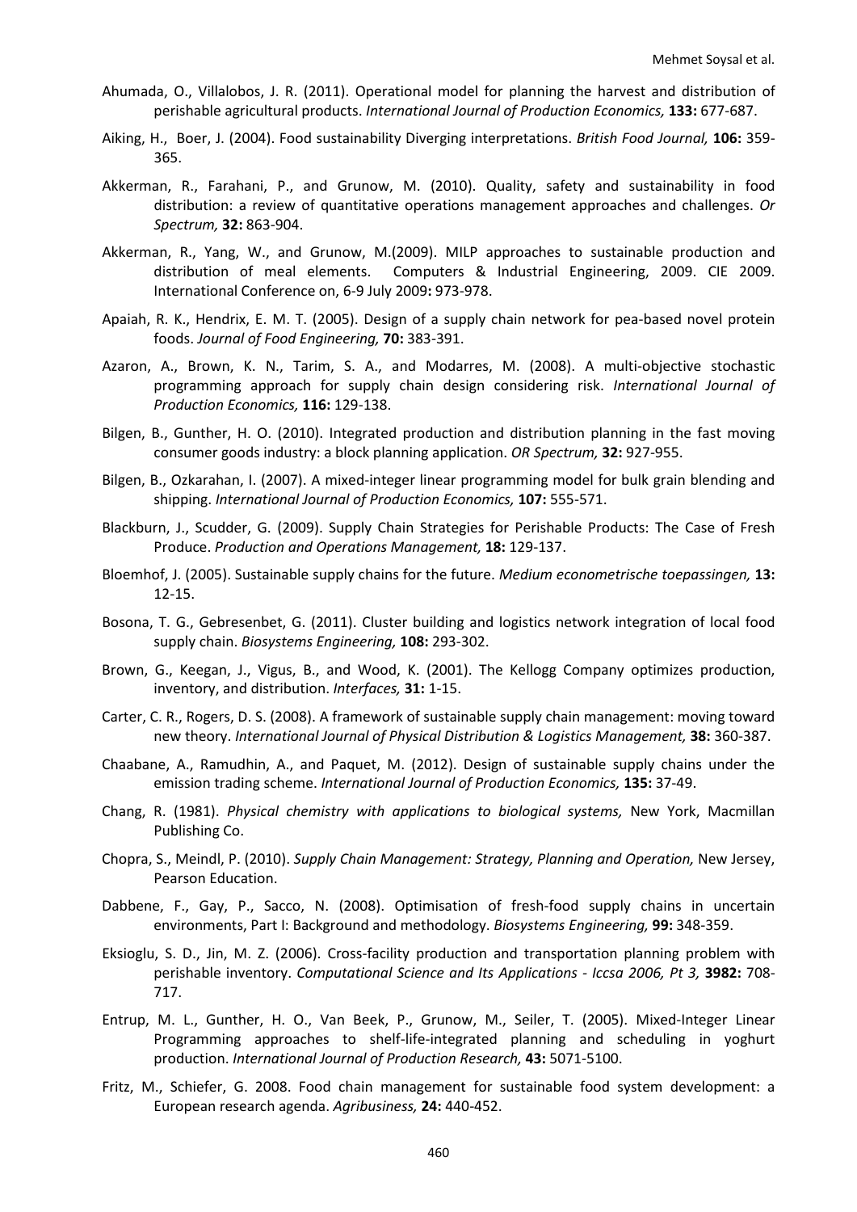Ahumada, O., Villalobos, J. R. (2011). Operational model for planning the harvest and distribution of perishable agricultural products. *International Journal of Production Economics,* **133:** 677-687.

Aiking, H., Boer, J. (2004). Food sustainability Diverging interpretations. *British Food Journal,* **106:** 359-365.

Akkerman, R., Farahani, P., and Grunow, M. (2010). Quality, safety and sustainability in food distribution: a review of quantitative operations management approaches and challenges. *Or Spectrum,* **32:** 863-904.

Akkerman, R., Yang, W., and Grunow, M.(2009). MILP approaches to sustainable production and distribution of meal elements. Computers & Industrial Engineering, 2009. CIE 2009. International Conference on, 6-9 July 2009**:** 973-978.

Apaiah, R. K., Hendrix, E. M. T. (2005). Design of a supply chain network for pea-based novel protein foods. *Journal of Food Engineering,* **70:** 383-391.

Azaron, A., Brown, K. N., Tarim, S. A., and Modarres, M. (2008). A multi-objective stochastic programming approach for supply chain design considering risk. *International Journal of Production Economics,* **116:** 129-138.

Bilgen, B., Gunther, H. O. (2010). Integrated production and distribution planning in the fast moving consumer goods industry: a block planning application. *OR Spectrum,* **32:** 927-955.

Bilgen, B., Ozkarahan, I. (2007). A mixed-integer linear programming model for bulk grain blending and shipping. *International Journal of Production Economics,* **107:** 555-571.

Blackburn, J., Scudder, G. (2009). Supply Chain Strategies for Perishable Products: The Case of Fresh Produce. *Production and Operations Management,* **18:** 129-137.

Bloemhof, J. (2005). Sustainable supply chains for the future. *Medium econometrische toepassingen,* **13:** 12-15.

Bosona, T. G., Gebresenbet, G. (2011). Cluster building and logistics network integration of local food supply chain. *Biosystems Engineering,* **108:** 293-302.

Brown, G., Keegan, J., Vigus, B., and Wood, K. (2001). The Kellogg Company optimizes production, inventory, and distribution. *Interfaces,* **31:** 1-15.

Carter, C. R., Rogers, D. S. (2008). A framework of sustainable supply chain management: moving toward new theory. *International Journal of Physical Distribution & Logistics Management,* **38:** 360-387.

Chaabane, A., Ramudhin, A., and Paquet, M. (2012). Design of sustainable supply chains under the emission trading scheme. *International Journal of Production Economics,* **135:** 37-49.

Chang, R. (1981). *Physical chemistry with applications to biological systems,* New York, Macmillan Publishing Co.

Chopra, S., Meindl, P. (2010). *Supply Chain Management: Strategy, Planning and Operation,* New Jersey, Pearson Education.

Dabbene, F., Gay, P., Sacco, N. (2008). Optimisation of fresh-food supply chains in uncertain environments, Part I: Background and methodology. *Biosystems Engineering,* **99:** 348-359.

Eksioglu, S. D., Jin, M. Z. (2006). Cross-facility production and transportation planning problem with perishable inventory. *Computational Science and Its Applications - Iccsa 2006, Pt 3,* **3982:** 708-717.

Entrup, M. L., Gunther, H. O., Van Beek, P., Grunow, M., Seiler, T. (2005). Mixed-Integer Linear Programming approaches to shelf-life-integrated planning and scheduling in yoghurt production. *International Journal of Production Research,* **43:** 5071-5100.

Fritz, M., Schiefer, G. 2008. Food chain management for sustainable food system development: a European research agenda. *Agribusiness,* **24:** 440-452.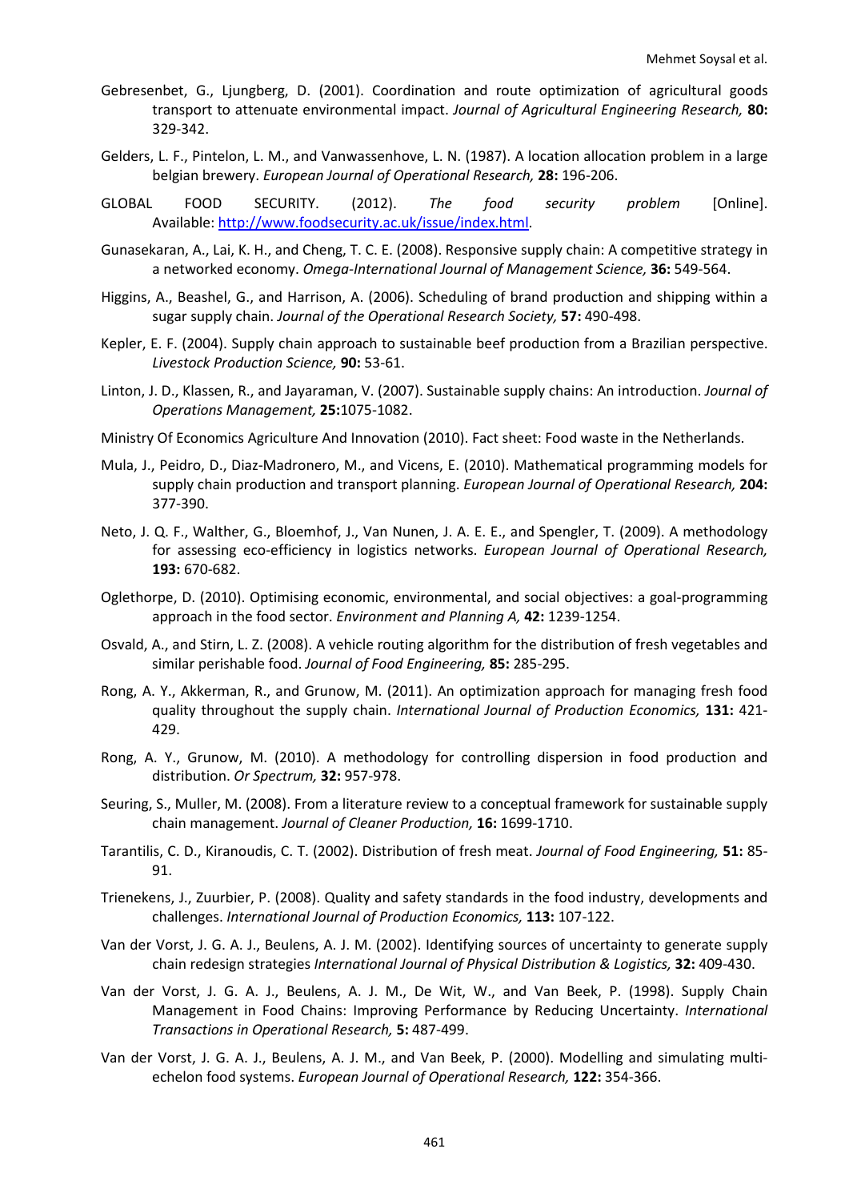Gebresenbet, G., Ljungberg, D. (2001). Coordination and route optimization of agricultural goods transport to attenuate environmental impact. *Journal of Agricultural Engineering Research,* **80:** 329-342.

Gelders, L. F., Pintelon, L. M., and Vanwassenhove, L. N. (1987). A location allocation problem in a large belgian brewery. *European Journal of Operational Research,* **28:** 196-206.

GLOBAL FOOD SECURITY. (2012). *The food security problem* [Online]. Available: http://www.foodsecurity.ac.uk/issue/index.html.

Gunasekaran, A., Lai, K. H., and Cheng, T. C. E. (2008). Responsive supply chain: A competitive strategy in a networked economy. *Omega-International Journal of Management Science,* **36:** 549-564.

Higgins, A., Beashel, G., and Harrison, A. (2006). Scheduling of brand production and shipping within a sugar supply chain. *Journal of the Operational Research Society,* **57:** 490-498.

Kepler, E. F. (2004). Supply chain approach to sustainable beef production from a Brazilian perspective. *Livestock Production Science,* **90:** 53-61.

Linton, J. D., Klassen, R., and Jayaraman, V. (2007). Sustainable supply chains: An introduction. *Journal of Operations Management,* **25:**1075-1082.

Ministry Of Economics Agriculture And Innovation (2010). Fact sheet: Food waste in the Netherlands.

Mula, J., Peidro, D., Diaz-Madronero, M., and Vicens, E. (2010). Mathematical programming models for supply chain production and transport planning. *European Journal of Operational Research,* **204:** 377-390.

Neto, J. Q. F., Walther, G., Bloemhof, J., Van Nunen, J. A. E. E., and Spengler, T. (2009). A methodology for assessing eco-efficiency in logistics networks. *European Journal of Operational Research,* **193:** 670-682.

Oglethorpe, D. (2010). Optimising economic, environmental, and social objectives: a goal-programming approach in the food sector. *Environment and Planning A,* **42:** 1239-1254.

Osvald, A., and Stirn, L. Z. (2008). A vehicle routing algorithm for the distribution of fresh vegetables and similar perishable food. *Journal of Food Engineering,* **85:** 285-295.

Rong, A. Y., Akkerman, R., and Grunow, M. (2011). An optimization approach for managing fresh food quality throughout the supply chain. *International Journal of Production Economics,* **131:** 421-429.

Rong, A. Y., Grunow, M. (2010). A methodology for controlling dispersion in food production and distribution. *Or Spectrum,* **32:** 957-978.

Seuring, S., Muller, M. (2008). From a literature review to a conceptual framework for sustainable supply chain management. *Journal of Cleaner Production,* **16:** 1699-1710.

Tarantilis, C. D., Kiranoudis, C. T. (2002). Distribution of fresh meat. *Journal of Food Engineering,* **51:** 85-91.

Trienekens, J., Zuurbier, P. (2008). Quality and safety standards in the food industry, developments and challenges. *International Journal of Production Economics,* **113:** 107-122.

Van der Vorst, J. G. A. J., Beulens, A. J. M. (2002). Identifying sources of uncertainty to generate supply chain redesign strategies *International Journal of Physical Distribution & Logistics,* **32:** 409-430.

Van der Vorst, J. G. A. J., Beulens, A. J. M., De Wit, W., and Van Beek, P. (1998). Supply Chain Management in Food Chains: Improving Performance by Reducing Uncertainty. *International Transactions in Operational Research,* **5:** 487-499.

Van der Vorst, J. G. A. J., Beulens, A. J. M., and Van Beek, P. (2000). Modelling and simulating multi-echelon food systems. *European Journal of Operational Research,* **122:** 354-366.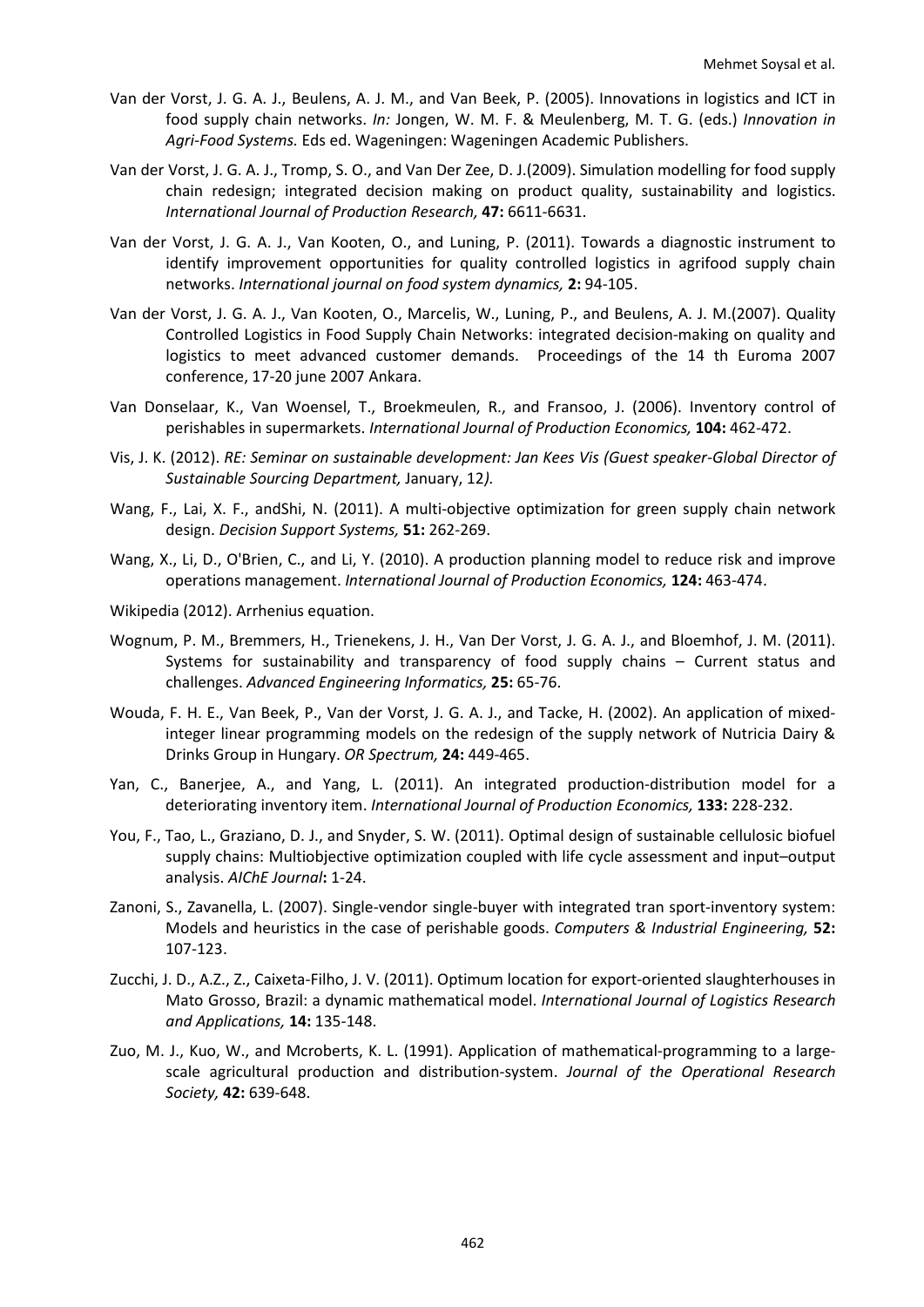Van der Vorst, J. G. A. J., Beulens, A. J. M., and Van Beek, P. (2005). Innovations in logistics and ICT in food supply chain networks. *In:* Jongen, W. M. F. & Meulenberg, M. T. G. (eds.) *Innovation in Agri-Food Systems.* Eds ed. Wageningen: Wageningen Academic Publishers.

Van der Vorst, J. G. A. J., Tromp, S. O., and Van Der Zee, D. J.(2009). Simulation modelling for food supply chain redesign; integrated decision making on product quality, sustainability and logistics. *International Journal of Production Research,* **47:** 6611-6631.

Van der Vorst, J. G. A. J., Van Kooten, O., and Luning, P. (2011). Towards a diagnostic instrument to identify improvement opportunities for quality controlled logistics in agrifood supply chain networks. *International journal on food system dynamics,* **2:** 94-105.

Van der Vorst, J. G. A. J., Van Kooten, O., Marcelis, W., Luning, P., and Beulens, A. J. M.(2007). Quality Controlled Logistics in Food Supply Chain Networks: integrated decision-making on quality and logistics to meet advanced customer demands. Proceedings of the 14 th Euroma 2007 conference, 17-20 june 2007 Ankara.

Van Donselaar, K., Van Woensel, T., Broekmeulen, R., and Fransoo, J. (2006). Inventory control of perishables in supermarkets. *International Journal of Production Economics,* **104:** 462-472.

Vis, J. K. (2012). *RE: Seminar on sustainable development: Jan Kees Vis (Guest speaker-Global Director of Sustainable Sourcing Department,* January, 12*).*

Wang, F., Lai, X. F., andShi, N. (2011). A multi-objective optimization for green supply chain network design. *Decision Support Systems,* **51:** 262-269.

Wang, X., Li, D., O'Brien, C., and Li, Y. (2010). A production planning model to reduce risk and improve operations management. *International Journal of Production Economics,* **124:** 463-474.

Wikipedia (2012). Arrhenius equation.

Wognum, P. M., Bremmers, H., Trienekens, J. H., Van Der Vorst, J. G. A. J., and Bloemhof, J. M. (2011). Systems for sustainability and transparency of food supply chains – Current status and challenges. *Advanced Engineering Informatics,* **25:** 65-76.

Wouda, F. H. E., Van Beek, P., Van der Vorst, J. G. A. J., and Tacke, H. (2002). An application of mixed-integer linear programming models on the redesign of the supply network of Nutricia Dairy & Drinks Group in Hungary. *OR Spectrum,* **24:** 449-465.

Yan, C., Banerjee, A., and Yang, L. (2011). An integrated production-distribution model for a deteriorating inventory item. *International Journal of Production Economics,* **133:** 228-232.

You, F., Tao, L., Graziano, D. J., and Snyder, S. W. (2011). Optimal design of sustainable cellulosic biofuel supply chains: Multiobjective optimization coupled with life cycle assessment and input–output analysis. *AIChE Journal***:** 1-24.

Zanoni, S., Zavanella, L. (2007). Single-vendor single-buyer with integrated tran sport-inventory system: Models and heuristics in the case of perishable goods. *Computers & Industrial Engineering,* **52:** 107-123.

Zucchi, J. D., A.Z., Z., Caixeta-Filho, J. V. (2011). Optimum location for export-oriented slaughterhouses in Mato Grosso, Brazil: a dynamic mathematical model. *International Journal of Logistics Research and Applications,* **14:** 135-148.

Zuo, M. J., Kuo, W., and Mcroberts, K. L. (1991). Application of mathematical-programming to a large-scale agricultural production and distribution-system. *Journal of the Operational Research Society,* **42:** 639-648.